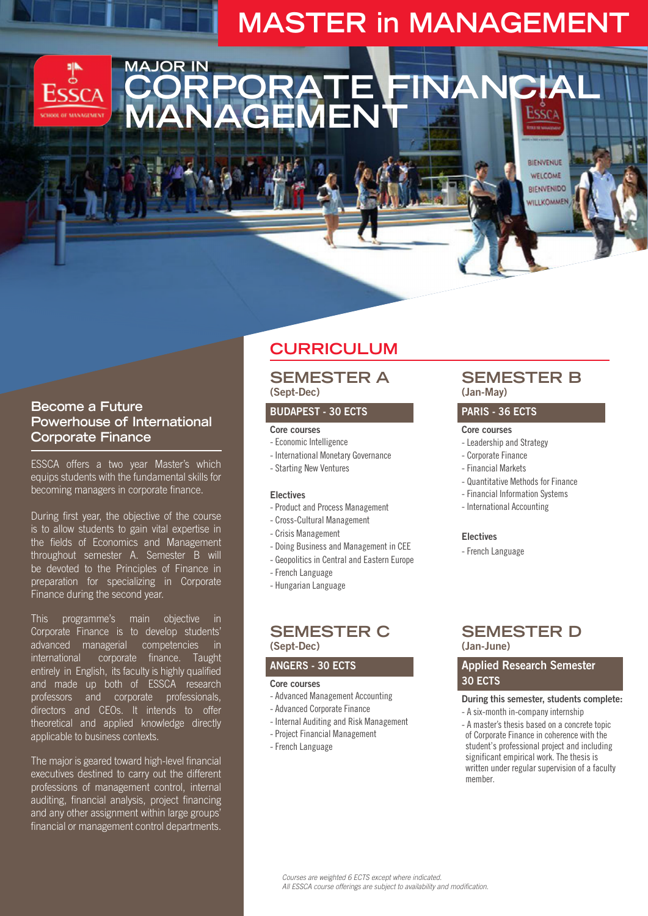# MASTER in MANAGEMENT

## MAJOR IN CORPORATE FINANCIAL MANAGEMENT

### Become a Future Powerhouse of International Corporate Finance

ESSCA offers a two year Master's which equips students with the fundamental skills for becoming managers in corporate finance.

During first year, the objective of the course is to allow students to gain vital expertise in the fields of Economics and Management throughout semester A. Semester B will be devoted to the Principles of Finance in preparation for specializing in Corporate Finance during the second year.

This programme's main objective in Corporate Finance is to develop students' advanced managerial competencies in international corporate finance. Taught entirely in English, its faculty is highly qualified and made up both of ESSCA research professors and corporate professionals, directors and CEOs. It intends to offer theoretical and applied knowledge directly applicable to business contexts.

The major is geared toward high-level financial executives destined to carry out the different professions of management control, internal auditing, financial analysis, project financing and any other assignment within large groups' financial or management control departments.

## CURRICULUM

### SEMESTER A
**(Sept-Dec)**

**BUDAPEST - 30 ECTS**

**Core courses**
- Economic Intelligence
- International Monetary Governance
- Starting New Ventures

**Electives**
- Product and Process Management
- Cross-Cultural Management
- Crisis Management
- Doing Business and Management in CEE
- Geopolitics in Central and Eastern Europe
- French Language
- Hungarian Language

### SEMESTER B
**(Jan-May)**

**PARIS - 36 ECTS**

**Core courses**
- Leadership and Strategy
- Corporate Finance
- Financial Markets
- Quantitative Methods for Finance
- Financial Information Systems
- International Accounting

**Electives**
- French Language

### SEMESTER C
**(Sept-Dec)**

**ANGERS - 30 ECTS**

**Core courses**
- Advanced Management Accounting
- Advanced Corporate Finance
- Internal Auditing and Risk Management
- Project Financial Management
- French Language

### SEMESTER D
**(Jan-June)**

**Applied Research Semester 30 ECTS**

**During this semester, students complete:**
- A six-month in-company internship
- A master's thesis based on a concrete topic of Corporate Finance in coherence with the student's professional project and including significant empirical work. The thesis is written under regular supervision of a faculty member.

*Courses are weighted 6 ECTS except where indicated.*
*All ESSCA course offerings are subject to availability and modification.*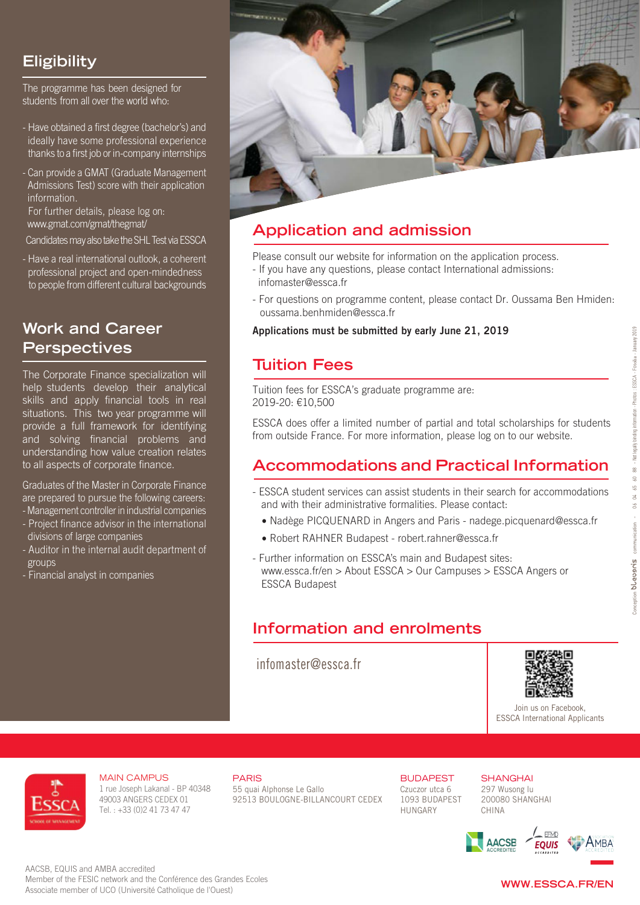## Eligibility

The programme has been designed for students from all over the world who:

- Have obtained a first degree (bachelor's) and ideally have some professional experience thanks to a first job or in-company internships
- Can provide a GMAT (Graduate Management Admissions Test) score with their application information.
  For further details, please log on: www.gmat.com/gmat/thegmat/
  Candidates may also take the SHL Test via ESSCA
- Have a real international outlook, a coherent professional project and open-mindedness to people from different cultural backgrounds

## Work and Career Perspectives

The Corporate Finance specialization will help students develop their analytical skills and apply financial tools in real situations. This two year programme will provide a full framework for identifying and solving financial problems and understanding how value creation relates to all aspects of corporate finance.

Graduates of the Master in Corporate Finance are prepared to pursue the following careers:

- Management controller in industrial companies
- Project finance advisor in the international divisions of large companies
- Auditor in the internal audit department of groups
- Financial analyst in companies

## Application and admission

Please consult our website for information on the application process.

- If you have any questions, please contact International admissions: infomaster@essca.fr
- For questions on programme content, please contact Dr. Oussama Ben Hmiden: oussama.benhmiden@essca.fr

**Applications must be submitted by early June 21, 2019**

## Tuition Fees

Tuition fees for ESSCA's graduate programme are:
2019-20: €10,500

ESSCA does offer a limited number of partial and total scholarships for students from outside France. For more information, please log on to our website.

## Accommodations and Practical Information

- ESSCA student services can assist students in their search for accommodations and with their administrative formalities. Please contact:
  - Nadège PICQUENARD in Angers and Paris - nadege.picquenard@essca.fr
  - Robert RAHNER Budapest - robert.rahner@essca.fr
- Further information on ESSCA's main and Budapest sites: www.essca.fr/en > About ESSCA > Our Campuses > ESSCA Angers or ESSCA Budapest

## Information and enrolments

infomaster@essca.fr

Join us on Facebook, ESSCA International Applicants

MAIN CAMPUS
1 rue Joseph Lakanal - BP 40348
49003 ANGERS CEDEX 01
Tel. : +33 (0)2 41 73 47 47

PARIS
55 quai Alphonse Le Gallo
92513 BOULOGNE-BILLANCOURT CEDEX

BUDAPEST
Czuczor utca 6
1093 BUDAPEST
HUNGARY

SHANGHAI
297 Wusong lu
200080 SHANGHAI
CHINA

AACSB, EQUIS and AMBA accredited
Member of the FESIC network and the Conférence des Grandes Ecoles
Associate member of UCO (Université Catholique de l'Ouest)

WWW.ESSCA.FR/EN